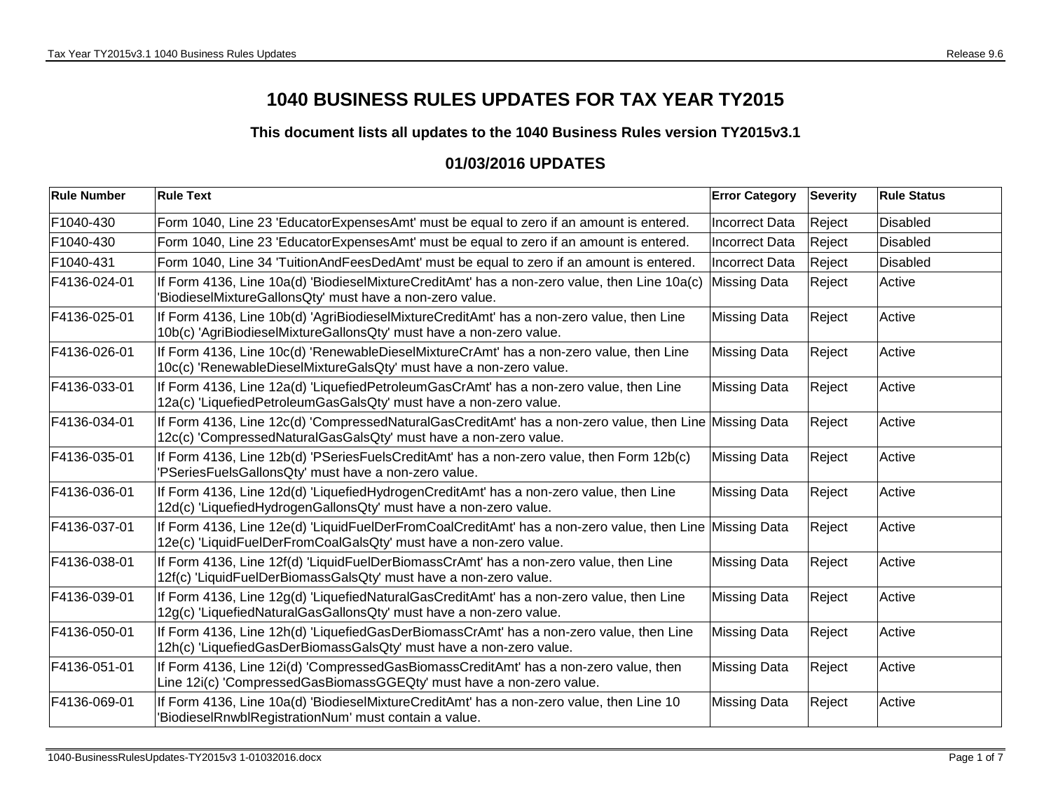# 1040 BUSINESS RULES UPDATES FOR TAX YEAR TY2015

### This document lists all updates to the 1040 Business Rules version TY2015v3.1

## 01/03/2016 UPDATES

| Rule Number | Rule Text | Error Category | Severity | Rule Status |
|---|---|---|---|---|
| F1040-430 | Form 1040, Line 23 'EducatorExpensesAmt' must be equal to zero if an amount is entered. | Incorrect Data | Reject | Disabled |
| F1040-430 | Form 1040, Line 23 'EducatorExpensesAmt' must be equal to zero if an amount is entered. | Incorrect Data | Reject | Disabled |
| F1040-431 | Form 1040, Line 34 'TuitionAndFeesDedAmt' must be equal to zero if an amount is entered. | Incorrect Data | Reject | Disabled |
| F4136-024-01 | If Form 4136, Line 10a(d) 'BiodieselMixtureCreditAmt' has a non-zero value, then Line 10a(c) 'BiodieselMixtureGallonsQty' must have a non-zero value. | Missing Data | Reject | Active |
| F4136-025-01 | If Form 4136, Line 10b(d) 'AgriBiodieselMixtureCreditAmt' has a non-zero value, then Line 10b(c) 'AgriBiodieselMixtureGallonsQty' must have a non-zero value. | Missing Data | Reject | Active |
| F4136-026-01 | If Form 4136, Line 10c(d) 'RenewableDieselMixtureCrAmt' has a non-zero value, then Line 10c(c) 'RenewableDieselMixtureGalsQty' must have a non-zero value. | Missing Data | Reject | Active |
| F4136-033-01 | If Form 4136, Line 12a(d) 'LiquefiedPetroleumGasCrAmt' has a non-zero value, then Line 12a(c) 'LiquefiedPetroleumGasGalsQty' must have a non-zero value. | Missing Data | Reject | Active |
| F4136-034-01 | If Form 4136, Line 12c(d) 'CompressedNaturalGasCreditAmt' has a non-zero value, then Line 12c(c) 'CompressedNaturalGasGalsQty' must have a non-zero value. | Missing Data | Reject | Active |
| F4136-035-01 | If Form 4136, Line 12b(d) 'PSeriesFuelsCreditAmt' has a non-zero value, then Form 12b(c) 'PSeriesFuelsGallonsQty' must have a non-zero value. | Missing Data | Reject | Active |
| F4136-036-01 | If Form 4136, Line 12d(d) 'LiquefiedHydrogenCreditAmt' has a non-zero value, then Line 12d(c) 'LiquefiedHydrogenGallonsQty' must have a non-zero value. | Missing Data | Reject | Active |
| F4136-037-01 | If Form 4136, Line 12e(d) 'LiquidFuelDerFromCoalCreditAmt' has a non-zero value, then Line 12e(c) 'LiquidFuelDerFromCoalGalsQty' must have a non-zero value. | Missing Data | Reject | Active |
| F4136-038-01 | If Form 4136, Line 12f(d) 'LiquidFuelDerBiomassCrAmt' has a non-zero value, then Line 12f(c) 'LiquidFuelDerBiomassGalsQty' must have a non-zero value. | Missing Data | Reject | Active |
| F4136-039-01 | If Form 4136, Line 12g(d) 'LiquefiedNaturalGasCreditAmt' has a non-zero value, then Line 12g(c) 'LiquefiedNaturalGasGallonsQty' must have a non-zero value. | Missing Data | Reject | Active |
| F4136-050-01 | If Form 4136, Line 12h(d) 'LiquefiedGasDerBiomassCrAmt' has a non-zero value, then Line 12h(c) 'LiquefiedGasDerBiomassGalsQty' must have a non-zero value. | Missing Data | Reject | Active |
| F4136-051-01 | If Form 4136, Line 12i(d) 'CompressedGasBiomassCreditAmt' has a non-zero value, then Line 12i(c) 'CompressedGasBiomassGGEQty' must have a non-zero value. | Missing Data | Reject | Active |
| F4136-069-01 | If Form 4136, Line 10a(d) 'BiodieselMixtureCreditAmt' has a non-zero value, then Line 10 'BiodieselRnwblRegistrationNum' must contain a value. | Missing Data | Reject | Active |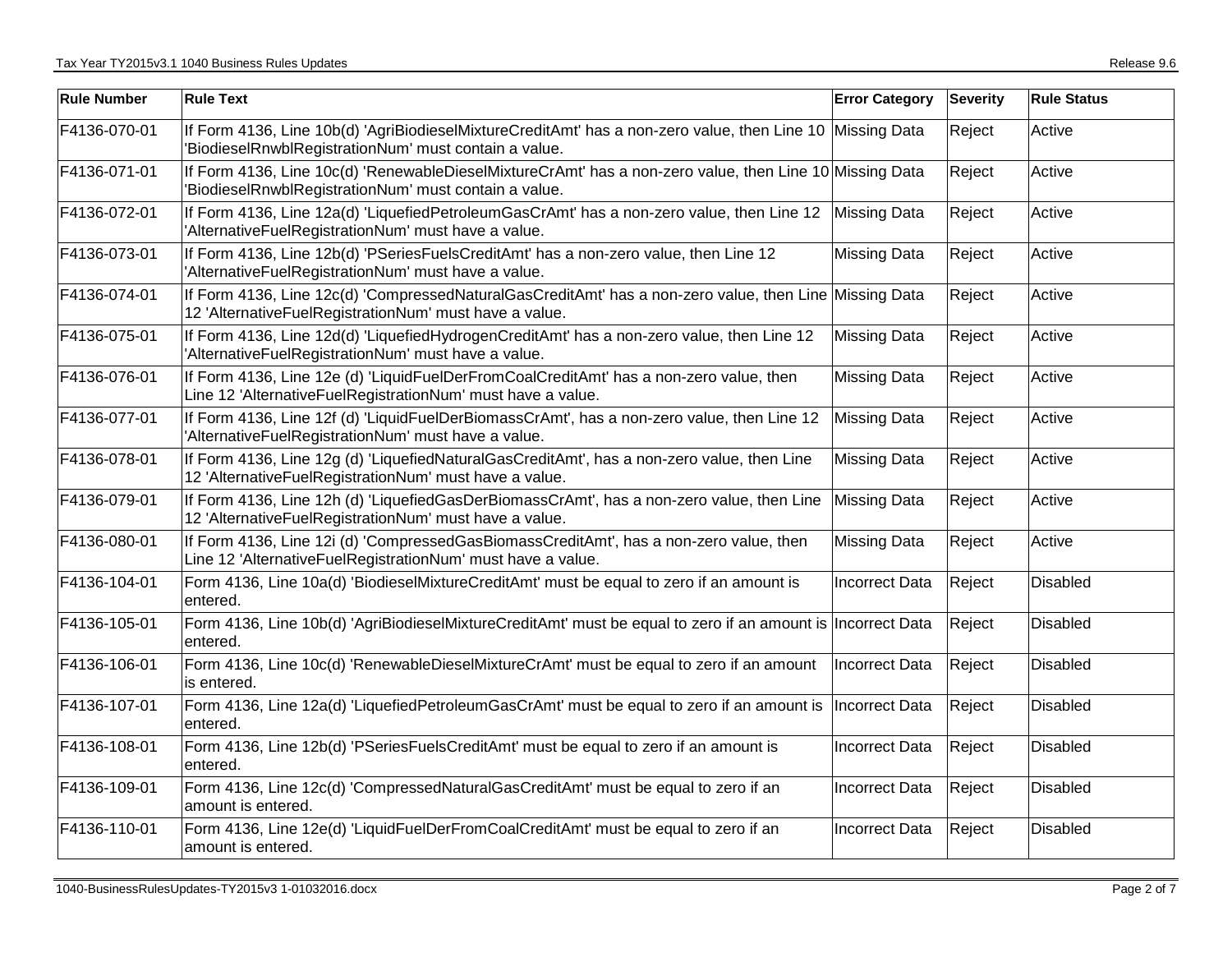| Rule Number | Rule Text | Error Category | Severity | Rule Status |
|---|---|---|---|---|
| F4136-070-01 | If Form 4136, Line 10b(d) 'AgriBiodieselMixtureCreditAmt' has a non-zero value, then Line 10 'BiodieselRnwblRegistrationNum' must contain a value. | Missing Data | Reject | Active |
| F4136-071-01 | If Form 4136, Line 10c(d) 'RenewableDieselMixtureCrAmt' has a non-zero value, then Line 10 'BiodieselRnwblRegistrationNum' must contain a value. | Missing Data | Reject | Active |
| F4136-072-01 | If Form 4136, Line 12a(d) 'LiquefiedPetroleumGasCrAmt' has a non-zero value, then Line 12 'AlternativeFuelRegistrationNum' must have a value. | Missing Data | Reject | Active |
| F4136-073-01 | If Form 4136, Line 12b(d) 'PSeriesFuelsCreditAmt' has a non-zero value, then Line 12 'AlternativeFuelRegistrationNum' must have a value. | Missing Data | Reject | Active |
| F4136-074-01 | If Form 4136, Line 12c(d) 'CompressedNaturalGasCreditAmt' has a non-zero value, then Line 12 'AlternativeFuelRegistrationNum' must have a value. | Missing Data | Reject | Active |
| F4136-075-01 | If Form 4136, Line 12d(d) 'LiquefiedHydrogenCreditAmt' has a non-zero value, then Line 12 'AlternativeFuelRegistrationNum' must have a value. | Missing Data | Reject | Active |
| F4136-076-01 | If Form 4136, Line 12e (d) 'LiquidFuelDerFromCoalCreditAmt' has a non-zero value, then Line 12 'AlternativeFuelRegistrationNum' must have a value. | Missing Data | Reject | Active |
| F4136-077-01 | If Form 4136, Line 12f (d) 'LiquidFuelDerBiomassCrAmt', has a non-zero value, then Line 12 'AlternativeFuelRegistrationNum' must have a value. | Missing Data | Reject | Active |
| F4136-078-01 | If Form 4136, Line 12g (d) 'LiquefiedNaturalGasCreditAmt', has a non-zero value, then Line 12 'AlternativeFuelRegistrationNum' must have a value. | Missing Data | Reject | Active |
| F4136-079-01 | If Form 4136, Line 12h (d) 'LiquefiedGasDerBiomassCrAmt', has a non-zero value, then Line 12 'AlternativeFuelRegistrationNum' must have a value. | Missing Data | Reject | Active |
| F4136-080-01 | If Form 4136, Line 12i (d) 'CompressedGasBiomassCreditAmt', has a non-zero value, then Line 12 'AlternativeFuelRegistrationNum' must have a value. | Missing Data | Reject | Active |
| F4136-104-01 | Form 4136, Line 10a(d) 'BiodieselMixtureCreditAmt' must be equal to zero if an amount is entered. | Incorrect Data | Reject | Disabled |
| F4136-105-01 | Form 4136, Line 10b(d) 'AgriBiodieselMixtureCreditAmt' must be equal to zero if an amount is entered. | Incorrect Data | Reject | Disabled |
| F4136-106-01 | Form 4136, Line 10c(d) 'RenewableDieselMixtureCrAmt' must be equal to zero if an amount is entered. | Incorrect Data | Reject | Disabled |
| F4136-107-01 | Form 4136, Line 12a(d) 'LiquefiedPetroleumGasCrAmt' must be equal to zero if an amount is entered. | Incorrect Data | Reject | Disabled |
| F4136-108-01 | Form 4136, Line 12b(d) 'PSeriesFuelsCreditAmt' must be equal to zero if an amount is entered. | Incorrect Data | Reject | Disabled |
| F4136-109-01 | Form 4136, Line 12c(d) 'CompressedNaturalGasCreditAmt' must be equal to zero if an amount is entered. | Incorrect Data | Reject | Disabled |
| F4136-110-01 | Form 4136, Line 12e(d) 'LiquidFuelDerFromCoalCreditAmt' must be equal to zero if an amount is entered. | Incorrect Data | Reject | Disabled |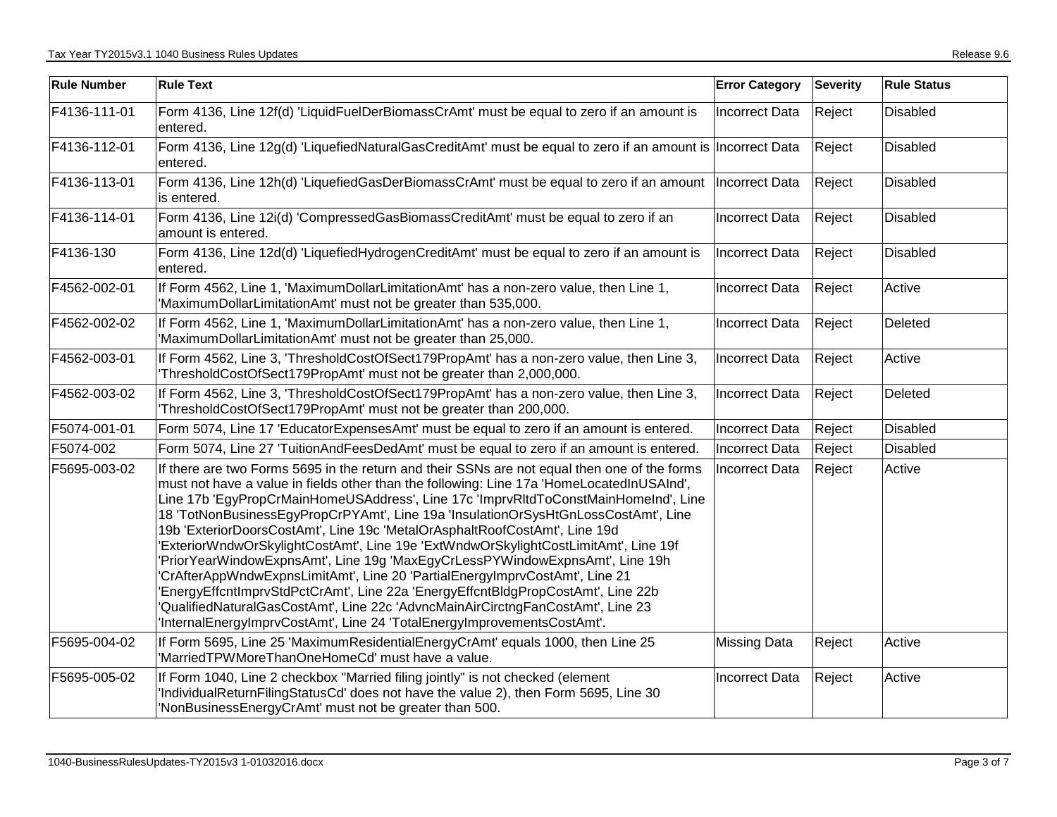| Rule Number | Rule Text | Error Category | Severity | Rule Status |
|---|---|---|---|---|
| F4136-111-01 | Form 4136, Line 12f(d) 'LiquidFuelDerBiomassCrAmt' must be equal to zero if an amount is entered. | Incorrect Data | Reject | Disabled |
| F4136-112-01 | Form 4136, Line 12g(d) 'LiquefiedNaturalGasCreditAmt' must be equal to zero if an amount is entered. | Incorrect Data | Reject | Disabled |
| F4136-113-01 | Form 4136, Line 12h(d) 'LiquefiedGasDerBiomassCrAmt' must be equal to zero if an amount is entered. | Incorrect Data | Reject | Disabled |
| F4136-114-01 | Form 4136, Line 12i(d) 'CompressedGasBiomassCreditAmt' must be equal to zero if an amount is entered. | Incorrect Data | Reject | Disabled |
| F4136-130 | Form 4136, Line 12d(d) 'LiquefiedHydrogenCreditAmt' must be equal to zero if an amount is entered. | Incorrect Data | Reject | Disabled |
| F4562-002-01 | If Form 4562, Line 1, 'MaximumDollarLimitationAmt' has a non-zero value, then Line 1, 'MaximumDollarLimitationAmt' must not be greater than 535,000. | Incorrect Data | Reject | Active |
| F4562-002-02 | If Form 4562, Line 1, 'MaximumDollarLimitationAmt' has a non-zero value, then Line 1, 'MaximumDollarLimitationAmt' must not be greater than 25,000. | Incorrect Data | Reject | Deleted |
| F4562-003-01 | If Form 4562, Line 3, 'ThresholdCostOfSect179PropAmt' has a non-zero value, then Line 3, 'ThresholdCostOfSect179PropAmt' must not be greater than 2,000,000. | Incorrect Data | Reject | Active |
| F4562-003-02 | If Form 4562, Line 3, 'ThresholdCostOfSect179PropAmt' has a non-zero value, then Line 3, 'ThresholdCostOfSect179PropAmt' must not be greater than 200,000. | Incorrect Data | Reject | Deleted |
| F5074-001-01 | Form 5074, Line 17 'EducatorExpensesAmt' must be equal to zero if an amount is entered. | Incorrect Data | Reject | Disabled |
| F5074-002 | Form 5074, Line 27 'TuitionAndFeesDedAmt' must be equal to zero if an amount is entered. | Incorrect Data | Reject | Disabled |
| F5695-003-02 | If there are two Forms 5695 in the return and their SSNs are not equal then one of the forms must not have a value in fields other than the following: Line 17a 'HomeLocatedInUSAInd', Line 17b 'EgyPropCrMainHomeUSAddress', Line 17c 'ImprvRltdToConstMainHomeInd', Line 18 'TotNonBusinessEgyPropCrPYAmt', Line 19a 'InsulationOrSysHtGnLossCostAmt', Line 19b 'ExteriorDoorsCostAmt', Line 19c 'MetalOrAsphaltRoofCostAmt', Line 19d 'ExteriorWndwOrSkylightCostAmt', Line 19e 'ExtWndwOrSkylightCostLimitAmt', Line 19f 'PriorYearWindowExpnsAmt', Line 19g 'MaxEgyCrLessPYWindowExpnsAmt', Line 19h 'CrAfterAppWndwExpnsLimitAmt', Line 20 'PartialEnergyImprvCostAmt', Line 21 'EnergyEffcntImprvStdPctCrAmt', Line 22a 'EnergyEffcntBldgPropCostAmt', Line 22b 'QualifiedNaturalGasCostAmt', Line 22c 'AdvncMainAirCirctngFanCostAmt', Line 23 'InternalEnergyImprvCostAmt', Line 24 'TotalEnergyImprovementsCostAmt'. | Incorrect Data | Reject | Active |
| F5695-004-02 | If Form 5695, Line 25 'MaximumResidentialEnergyCrAmt' equals 1000, then Line 25 'MarriedTPWMoreThanOneHomeCd' must have a value. | Missing Data | Reject | Active |
| F5695-005-02 | If Form 1040, Line 2 checkbox "Married filing jointly" is not checked (element 'IndividualReturnFilingStatusCd' does not have the value 2), then Form 5695, Line 30 'NonBusinessEnergyCrAmt' must not be greater than 500. | Incorrect Data | Reject | Active |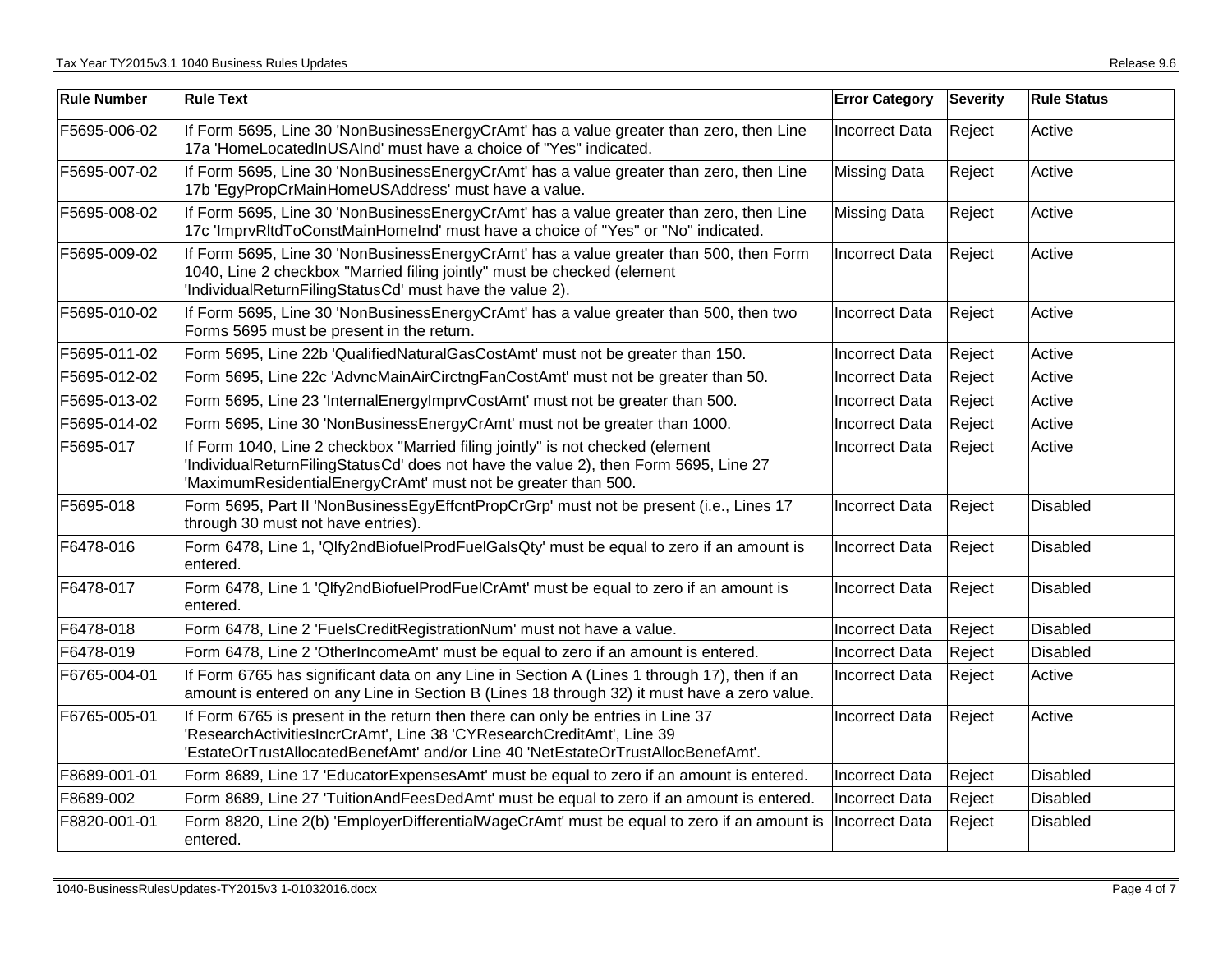| Rule Number | Rule Text | Error Category | Severity | Rule Status |
|---|---|---|---|---|
| F5695-006-02 | If Form 5695, Line 30 'NonBusinessEnergyCrAmt' has a value greater than zero, then Line 17a 'HomeLocatedInUSAInd' must have a choice of "Yes" indicated. | Incorrect Data | Reject | Active |
| F5695-007-02 | If Form 5695, Line 30 'NonBusinessEnergyCrAmt' has a value greater than zero, then Line 17b 'EgyPropCrMainHomeUSAddress' must have a value. | Missing Data | Reject | Active |
| F5695-008-02 | If Form 5695, Line 30 'NonBusinessEnergyCrAmt' has a value greater than zero, then Line 17c 'ImprvRltdToConstMainHomeInd' must have a choice of "Yes" or "No" indicated. | Missing Data | Reject | Active |
| F5695-009-02 | If Form 5695, Line 30 'NonBusinessEnergyCrAmt' has a value greater than 500, then Form 1040, Line 2 checkbox "Married filing jointly" must be checked (element 'IndividualReturnFilingStatusCd' must have the value 2). | Incorrect Data | Reject | Active |
| F5695-010-02 | If Form 5695, Line 30 'NonBusinessEnergyCrAmt' has a value greater than 500, then two Forms 5695 must be present in the return. | Incorrect Data | Reject | Active |
| F5695-011-02 | Form 5695, Line 22b 'QualifiedNaturalGasCostAmt' must not be greater than 150. | Incorrect Data | Reject | Active |
| F5695-012-02 | Form 5695, Line 22c 'AdvncMainAirCirctngFanCostAmt' must not be greater than 50. | Incorrect Data | Reject | Active |
| F5695-013-02 | Form 5695, Line 23 'InternalEnergyImprvCostAmt' must not be greater than 500. | Incorrect Data | Reject | Active |
| F5695-014-02 | Form 5695, Line 30 'NonBusinessEnergyCrAmt' must not be greater than 1000. | Incorrect Data | Reject | Active |
| F5695-017 | If Form 1040, Line 2 checkbox "Married filing jointly" is not checked (element 'IndividualReturnFilingStatusCd' does not have the value 2), then Form 5695, Line 27 'MaximumResidentialEnergyCrAmt' must not be greater than 500. | Incorrect Data | Reject | Active |
| F5695-018 | Form 5695, Part II 'NonBusinessEgyEffcntPropCrGrp' must not be present (i.e., Lines 17 through 30 must not have entries). | Incorrect Data | Reject | Disabled |
| F6478-016 | Form 6478, Line 1, 'Qlfy2ndBiofuelProdFuelGalsQty' must be equal to zero if an amount is entered. | Incorrect Data | Reject | Disabled |
| F6478-017 | Form 6478, Line 1 'Qlfy2ndBiofuelProdFuelCrAmt' must be equal to zero if an amount is entered. | Incorrect Data | Reject | Disabled |
| F6478-018 | Form 6478, Line 2 'FuelsCreditRegistrationNum' must not have a value. | Incorrect Data | Reject | Disabled |
| F6478-019 | Form 6478, Line 2 'OtherIncomeAmt' must be equal to zero if an amount is entered. | Incorrect Data | Reject | Disabled |
| F6765-004-01 | If Form 6765 has significant data on any Line in Section A (Lines 1 through 17), then if an amount is entered on any Line in Section B (Lines 18 through 32) it must have a zero value. | Incorrect Data | Reject | Active |
| F6765-005-01 | If Form 6765 is present in the return then there can only be entries in Line 37 'ResearchActivitiesIncrCrAmt', Line 38 'CYResearchCreditAmt', Line 39 'EstateOrTrustAllocatedBenefAmt' and/or Line 40 'NetEstateOrTrustAllocBenefAmt'. | Incorrect Data | Reject | Active |
| F8689-001-01 | Form 8689, Line 17 'EducatorExpensesAmt' must be equal to zero if an amount is entered. | Incorrect Data | Reject | Disabled |
| F8689-002 | Form 8689, Line 27 'TuitionAndFeesDedAmt' must be equal to zero if an amount is entered. | Incorrect Data | Reject | Disabled |
| F8820-001-01 | Form 8820, Line 2(b) 'EmployerDifferentialWageCrAmt' must be equal to zero if an amount is entered. | Incorrect Data | Reject | Disabled |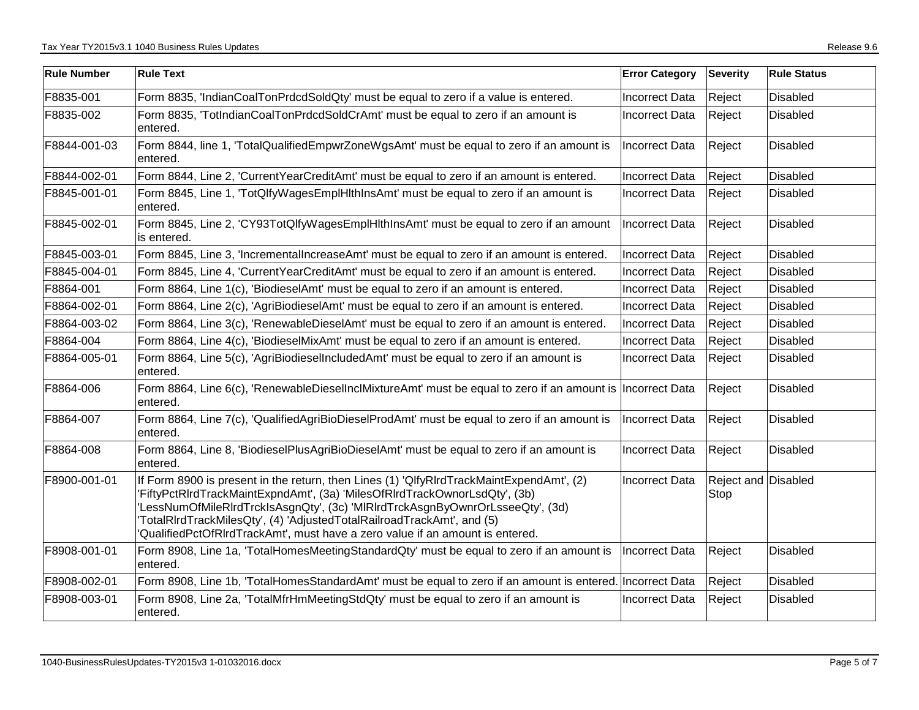| Rule Number | Rule Text | Error Category | Severity | Rule Status |
|---|---|---|---|---|
| F8835-001 | Form 8835, 'IndianCoalTonPrdcdSoldQty' must be equal to zero if a value is entered. | Incorrect Data | Reject | Disabled |
| F8835-002 | Form 8835, 'TotIndianCoalTonPrdcdSoldCrAmt' must be equal to zero if an amount is entered. | Incorrect Data | Reject | Disabled |
| F8844-001-03 | Form 8844, line 1, 'TotalQualifiedEmpwrZoneWgsAmt' must be equal to zero if an amount is entered. | Incorrect Data | Reject | Disabled |
| F8844-002-01 | Form 8844, Line 2, 'CurrentYearCreditAmt' must be equal to zero if an amount is entered. | Incorrect Data | Reject | Disabled |
| F8845-001-01 | Form 8845, Line 1, 'TotQlfyWagesEmplHlthInsAmt' must be equal to zero if an amount is entered. | Incorrect Data | Reject | Disabled |
| F8845-002-01 | Form 8845, Line 2, 'CY93TotQlfyWagesEmplHlthInsAmt' must be equal to zero if an amount is entered. | Incorrect Data | Reject | Disabled |
| F8845-003-01 | Form 8845, Line 3, 'IncrementalIncreaseAmt' must be equal to zero if an amount is entered. | Incorrect Data | Reject | Disabled |
| F8845-004-01 | Form 8845, Line 4, 'CurrentYearCreditAmt' must be equal to zero if an amount is entered. | Incorrect Data | Reject | Disabled |
| F8864-001 | Form 8864, Line 1(c), 'BiodieselAmt' must be equal to zero if an amount is entered. | Incorrect Data | Reject | Disabled |
| F8864-002-01 | Form 8864, Line 2(c), 'AgriBiodieselAmt' must be equal to zero if an amount is entered. | Incorrect Data | Reject | Disabled |
| F8864-003-02 | Form 8864, Line 3(c), 'RenewableDieselAmt' must be equal to zero if an amount is entered. | Incorrect Data | Reject | Disabled |
| F8864-004 | Form 8864, Line 4(c), 'BiodieselMixAmt' must be equal to zero if an amount is entered. | Incorrect Data | Reject | Disabled |
| F8864-005-01 | Form 8864, Line 5(c), 'AgriBiodieselIncludedAmt' must be equal to zero if an amount is entered. | Incorrect Data | Reject | Disabled |
| F8864-006 | Form 8864, Line 6(c), 'RenewableDieselInclMixtureAmt' must be equal to zero if an amount is entered. | Incorrect Data | Reject | Disabled |
| F8864-007 | Form 8864, Line 7(c), 'QualifiedAgriBioDieselProdAmt' must be equal to zero if an amount is entered. | Incorrect Data | Reject | Disabled |
| F8864-008 | Form 8864, Line 8, 'BiodieselPlusAgriBioDieselAmt' must be equal to zero if an amount is entered. | Incorrect Data | Reject | Disabled |
| F8900-001-01 | If Form 8900 is present in the return, then Lines (1) 'QlfyRlrdTrackMaintExpendAmt', (2) 'FiftyPctRlrdTrackMaintExpndAmt', (3a) 'MilesOfRlrdTrackOwnorLsdQty', (3b) 'LessNumOfMileRlrdTrckIsAsgnQty', (3c) 'MlRlrdTrckAsgnByOwnrOrLsseeQty', (3d) 'TotalRlrdTrackMilesQty', (4) 'AdjustedTotalRailroadTrackAmt', and (5) 'QualifiedPctOfRlrdTrackAmt', must have a zero value if an amount is entered. | Incorrect Data | Reject and Stop | Disabled |
| F8908-001-01 | Form 8908, Line 1a, 'TotalHomesMeetingStandardQty' must be equal to zero if an amount is entered. | Incorrect Data | Reject | Disabled |
| F8908-002-01 | Form 8908, Line 1b, 'TotalHomesStandardAmt' must be equal to zero if an amount is entered. | Incorrect Data | Reject | Disabled |
| F8908-003-01 | Form 8908, Line 2a, 'TotalMfrHmMeetingStdQty' must be equal to zero if an amount is entered. | Incorrect Data | Reject | Disabled |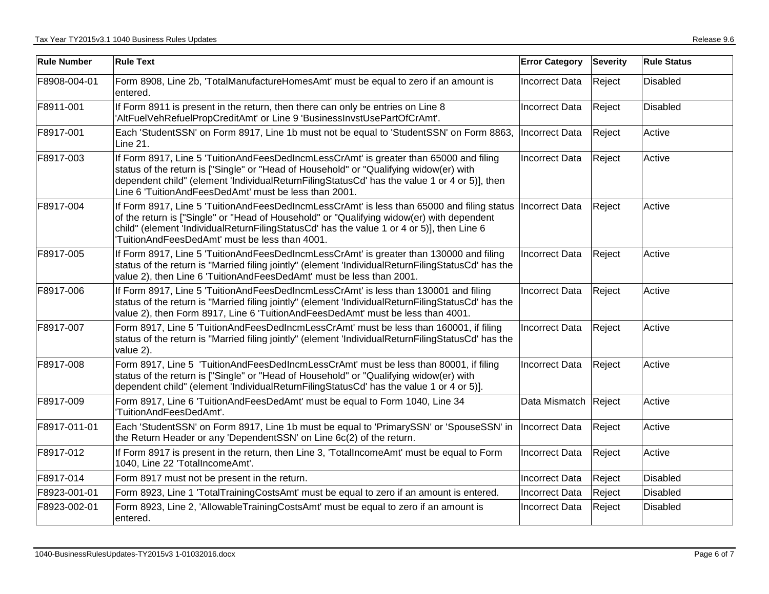| Rule Number | Rule Text | Error Category | Severity | Rule Status |
|---|---|---|---|---|
| F8908-004-01 | Form 8908, Line 2b, 'TotalManufactureHomesAmt' must be equal to zero if an amount is entered. | Incorrect Data | Reject | Disabled |
| F8911-001 | If Form 8911 is present in the return, then there can only be entries on Line 8 'AltFuelVehRefuelPropCreditAmt' or Line 9 'BusinessInvstUsePartOfCrAmt'. | Incorrect Data | Reject | Disabled |
| F8917-001 | Each 'StudentSSN' on Form 8917, Line 1b must not be equal to 'StudentSSN' on Form 8863, Line 21. | Incorrect Data | Reject | Active |
| F8917-003 | If Form 8917, Line 5 'TuitionAndFeesDedIncmLessCrAmt' is greater than 65000 and filing status of the return is ["Single" or "Head of Household" or "Qualifying widow(er) with dependent child" (element 'IndividualReturnFilingStatusCd' has the value 1 or 4 or 5)], then Line 6 'TuitionAndFeesDedAmt' must be less than 2001. | Incorrect Data | Reject | Active |
| F8917-004 | If Form 8917, Line 5 'TuitionAndFeesDedIncmLessCrAmt' is less than 65000 and filing status of the return is ["Single" or "Head of Household" or "Qualifying widow(er) with dependent child" (element 'IndividualReturnFilingStatusCd' has the value 1 or 4 or 5)], then Line 6 'TuitionAndFeesDedAmt' must be less than 4001. | Incorrect Data | Reject | Active |
| F8917-005 | If Form 8917, Line 5 'TuitionAndFeesDedIncmLessCrAmt' is greater than 130000 and filing status of the return is "Married filing jointly" (element 'IndividualReturnFilingStatusCd' has the value 2), then Line 6 'TuitionAndFeesDedAmt' must be less than 2001. | Incorrect Data | Reject | Active |
| F8917-006 | If Form 8917, Line 5 'TuitionAndFeesDedIncmLessCrAmt' is less than 130001 and filing status of the return is "Married filing jointly" (element 'IndividualReturnFilingStatusCd' has the value 2), then Form 8917, Line 6 'TuitionAndFeesDedAmt' must be less than 4001. | Incorrect Data | Reject | Active |
| F8917-007 | Form 8917, Line 5 'TuitionAndFeesDedIncmLessCrAmt' must be less than 160001, if filing status of the return is "Married filing jointly" (element 'IndividualReturnFilingStatusCd' has the value 2). | Incorrect Data | Reject | Active |
| F8917-008 | Form 8917, Line 5 'TuitionAndFeesDedIncmLessCrAmt' must be less than 80001, if filing status of the return is ["Single" or "Head of Household" or "Qualifying widow(er) with dependent child" (element 'IndividualReturnFilingStatusCd' has the value 1 or 4 or 5)]. | Incorrect Data | Reject | Active |
| F8917-009 | Form 8917, Line 6 'TuitionAndFeesDedAmt' must be equal to Form 1040, Line 34 'TuitionAndFeesDedAmt'. | Data Mismatch | Reject | Active |
| F8917-011-01 | Each 'StudentSSN' on Form 8917, Line 1b must be equal to 'PrimarySSN' or 'SpouseSSN' in the Return Header or any 'DependentSSN' on Line 6c(2) of the return. | Incorrect Data | Reject | Active |
| F8917-012 | If Form 8917 is present in the return, then Line 3, 'TotalIncomeAmt' must be equal to Form 1040, Line 22 'TotalIncomeAmt'. | Incorrect Data | Reject | Active |
| F8917-014 | Form 8917 must not be present in the return. | Incorrect Data | Reject | Disabled |
| F8923-001-01 | Form 8923, Line 1 'TotalTrainingCostsAmt' must be equal to zero if an amount is entered. | Incorrect Data | Reject | Disabled |
| F8923-002-01 | Form 8923, Line 2, 'AllowableTrainingCostsAmt' must be equal to zero if an amount is entered. | Incorrect Data | Reject | Disabled |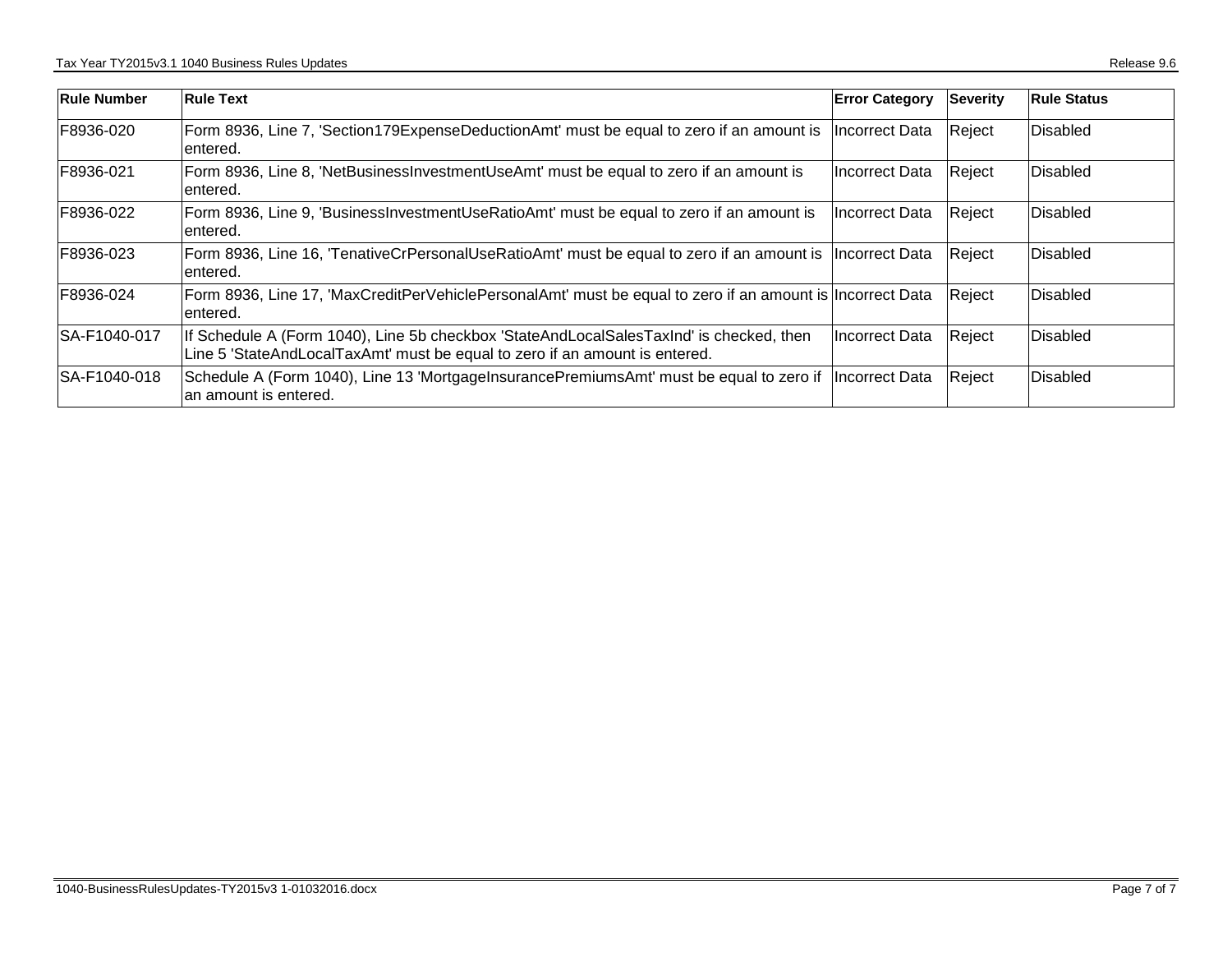| Rule Number | Rule Text | Error Category | Severity | Rule Status |
|---|---|---|---|---|
| F8936-020 | Form 8936, Line 7, 'Section179ExpenseDeductionAmt' must be equal to zero if an amount is entered. | Incorrect Data | Reject | Disabled |
| F8936-021 | Form 8936, Line 8, 'NetBusinessInvestmentUseAmt' must be equal to zero if an amount is entered. | Incorrect Data | Reject | Disabled |
| F8936-022 | Form 8936, Line 9, 'BusinessInvestmentUseRatioAmt' must be equal to zero if an amount is entered. | Incorrect Data | Reject | Disabled |
| F8936-023 | Form 8936, Line 16, 'TenativeCrPersonalUseRatioAmt' must be equal to zero if an amount is entered. | Incorrect Data | Reject | Disabled |
| F8936-024 | Form 8936, Line 17, 'MaxCreditPerVehiclePersonalAmt' must be equal to zero if an amount is entered. | Incorrect Data | Reject | Disabled |
| SA-F1040-017 | If Schedule A (Form 1040), Line 5b checkbox 'StateAndLocalSalesTaxInd' is checked, then Line 5 'StateAndLocalTaxAmt' must be equal to zero if an amount is entered. | Incorrect Data | Reject | Disabled |
| SA-F1040-018 | Schedule A (Form 1040), Line 13 'MortgageInsurancePremiumsAmt' must be equal to zero if an amount is entered. | Incorrect Data | Reject | Disabled |